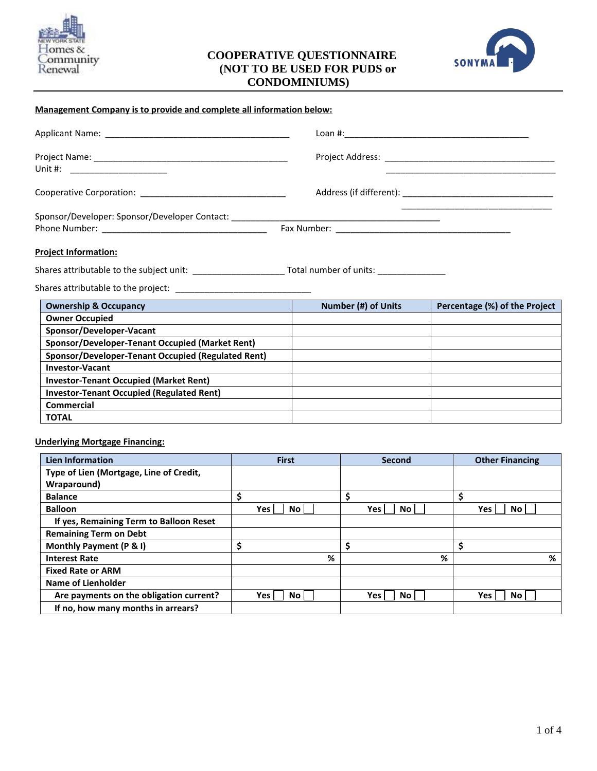# COOPERATIVE QUESTIONNAIRE (NOT TO BE USED FOR PUDS or CONDOMINIUMS)

**Management Company is to provide and complete all information below:**

Applicant Name: ______________________________________ Loan #:_______________________________________

Project Name: ________________________________________ Project Address: ___________________________________

Unit #: ____________________ ___________________________________

Cooperative Corporation: ______________________________ Address (if different): ______________________________

______________________________

Sponsor/Developer: Sponsor/Developer Contact: _____________________________________________

Phone Number: __________________________________ Fax Number: ___________________________________

**Project Information:**

Shares attributable to the subject unit: __________________ Total number of units: _____________

Shares attributable to the project: ___________________________

| Ownership & Occupancy | Number (#) of Units | Percentage (%) of the Project |
|---|---|---|
| Owner Occupied | | |
| Sponsor/Developer-Vacant | | |
| Sponsor/Developer-Tenant Occupied (Market Rent) | | |
| Sponsor/Developer-Tenant Occupied (Regulated Rent) | | |
| Investor-Vacant | | |
| Investor-Tenant Occupied (Market Rent) | | |
| Investor-Tenant Occupied (Regulated Rent) | | |
| Commercial | | |
| TOTAL | | |

**Underlying Mortgage Financing:**

| Lien Information | First | Second | Other Financing |
|---|---|---|---|
| Type of Lien (Mortgage, Line of Credit, Wraparound) | | | |
| Balance | $ | $ | $ |
| Balloon | Yes ☐ No ☐ | Yes ☐ No ☐ | Yes ☐ No ☐ |
| If yes, Remaining Term to Balloon Reset | | | |
| Remaining Term on Debt | | | |
| Monthly Payment (P & I) | $ | $ | $ |
| Interest Rate | % | % | % |
| Fixed Rate or ARM | | | |
| Name of Lienholder | | | |
| Are payments on the obligation current? | Yes ☐ No ☐ | Yes ☐ No ☐ | Yes ☐ No ☐ |
| If no, how many months in arrears? | | | |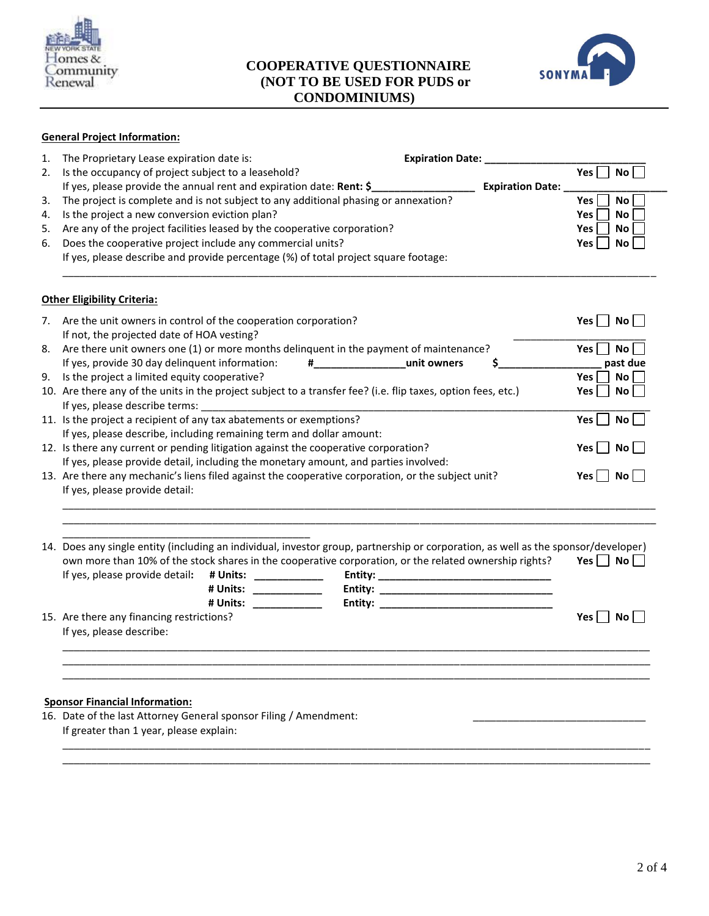# COOPERATIVE QUESTIONNAIRE (NOT TO BE USED FOR PUDS or CONDOMINIUMS)

**General Project Information:**

1. The Proprietary Lease expiration date is: **Expiration Date:** ____________________________
2. Is the occupancy of project subject to a leasehold? **Yes** ☐ **No** ☐
   If yes, please provide the annual rent and expiration date: **Rent: $**_________________ **Expiration Date:** ______________
3. The project is complete and is not subject to any additional phasing or annexation? **Yes** ☐ **No** ☐
4. Is the project a new conversion eviction plan? **Yes** ☐ **No** ☐
5. Are any of the project facilities leased by the cooperative corporation? **Yes** ☐ **No** ☐
6. Does the cooperative project include any commercial units? **Yes** ☐ **No** ☐
   If yes, please describe and provide percentage (%) of total project square footage:
   ________________________________________________________________________________

**Other Eligibility Criteria:**

7. Are the unit owners in control of the cooperation corporation? **Yes** ☐ **No** ☐
   If not, the projected date of HOA vesting? ____________________
8. Are there unit owners one (1) or more months delinquent in the payment of maintenance? **Yes** ☐ **No** ☐
   If yes, provide 30 day delinquent information: **#**_______________**unit owners** **$**_________________ **past due**
9. Is the project a limited equity cooperative? **Yes** ☐ **No** ☐
10. Are there any of the units in the project subject to a transfer fee? (i.e. flip taxes, option fees, etc.) **Yes** ☐ **No** ☐
    If yes, please describe terms: ________________________________________________________________
11. Is the project a recipient of any tax abatements or exemptions? **Yes** ☐ **No** ☐
    If yes, please describe, including remaining term and dollar amount:
12. Is there any current or pending litigation against the cooperative corporation? **Yes** ☐ **No** ☐
    If yes, please provide detail, including the monetary amount, and parties involved:
13. Are there any mechanic's liens filed against the cooperative corporation, or the subject unit? **Yes** ☐ **No** ☐
    If yes, please provide detail:
    ________________________________________________________________________________
    ________________________________________________________________________________
    ________________________________________
14. Does any single entity (including an individual, investor group, partnership or corporation, as well as the sponsor/developer) own more than 10% of the stock shares in the cooperative corporation, or the related ownership rights? **Yes** ☐ **No** ☐
    If yes, please provide detail: **# Units:** ___________ **Entity:** ______________________________
    **# Units:** ___________ **Entity:** ______________________________
    **# Units:** ___________ **Entity:** ______________________________
15. Are there any financing restrictions? **Yes** ☐ **No** ☐
    If yes, please describe:
    ________________________________________________________________________________
    ________________________________________________________________________________
    ________________________________________________________________________________

**Sponsor Financial Information:**

16. Date of the last Attorney General sponsor Filing / Amendment: ____________________________
    If greater than 1 year, please explain:
    ________________________________________________________________________________
    ________________________________________________________________________________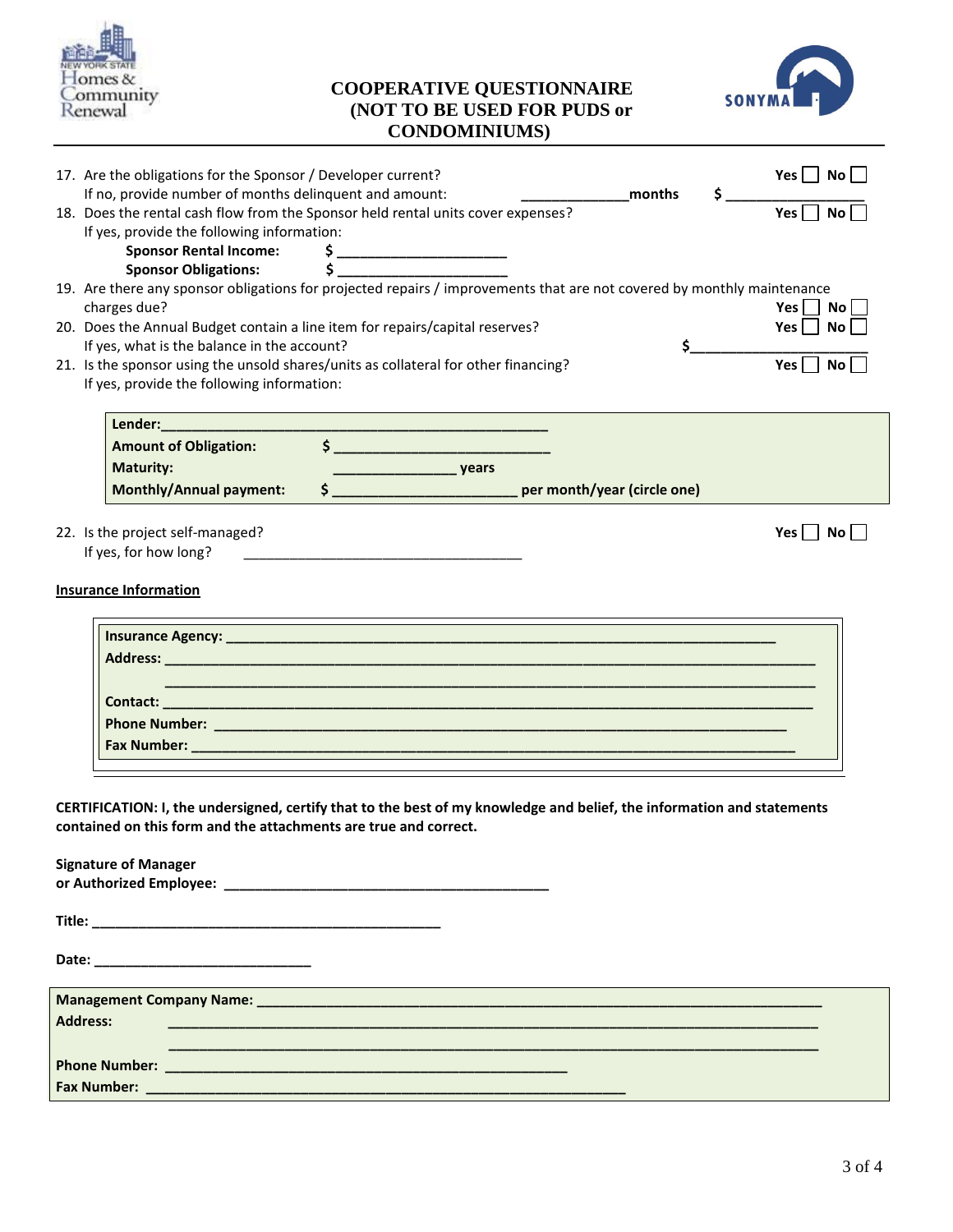# COOPERATIVE QUESTIONNAIRE (NOT TO BE USED FOR PUDS or CONDOMINIUMS)

17. Are the obligations for the Sponsor / Developer current? Yes ☐ No ☐
    If no, provide number of months delinquent and amount: ______________months $ ________________
18. Does the rental cash flow from the Sponsor held rental units cover expenses? Yes ☐ No ☐
    If yes, provide the following information:
    **Sponsor Rental Income:** $ ______________________
    **Sponsor Obligations:** $ ______________________
19. Are there any sponsor obligations for projected repairs / improvements that are not covered by monthly maintenance charges due? Yes ☐ No ☐
20. Does the Annual Budget contain a line item for repairs/capital reserves? Yes ☐ No ☐
    If yes, what is the balance in the account? $______________________
21. Is the sponsor using the unsold shares/units as collateral for other financing? Yes ☐ No ☐
    If yes, provide the following information:

**Lender:**_________________________________________________
**Amount of Obligation:** $ ____________________________
**Maturity:** ________________ years
**Monthly/Annual payment:** $ ________________________ per month/year (circle one)

22. Is the project self-managed? Yes ☐ No ☐
    If yes, for how long? _____________________________________

**Insurance Information**

**Insurance Agency:** _________________________________________________________________________
**Address:** ____________________________________________________________________________________
____________________________________________________________________________________
**Contact:** ____________________________________________________________________________________
**Phone Number:** ____________________________________________________________________________
**Fax Number:** _______________________________________________________________________________

**CERTIFICATION: I, the undersigned, certify that to the best of my knowledge and belief, the information and statements contained on this form and the attachments are true and correct.**

**Signature of Manager or Authorized Employee:** ___________________________________________

**Title:** ______________________________________________

**Date:** _____________________________

**Management Company Name:** _____________________________________________________________________
**Address:** ____________________________________________________________________________________
____________________________________________________________________________________
**Phone Number:** _____________________________________________________
**Fax Number:** _______________________________________________________________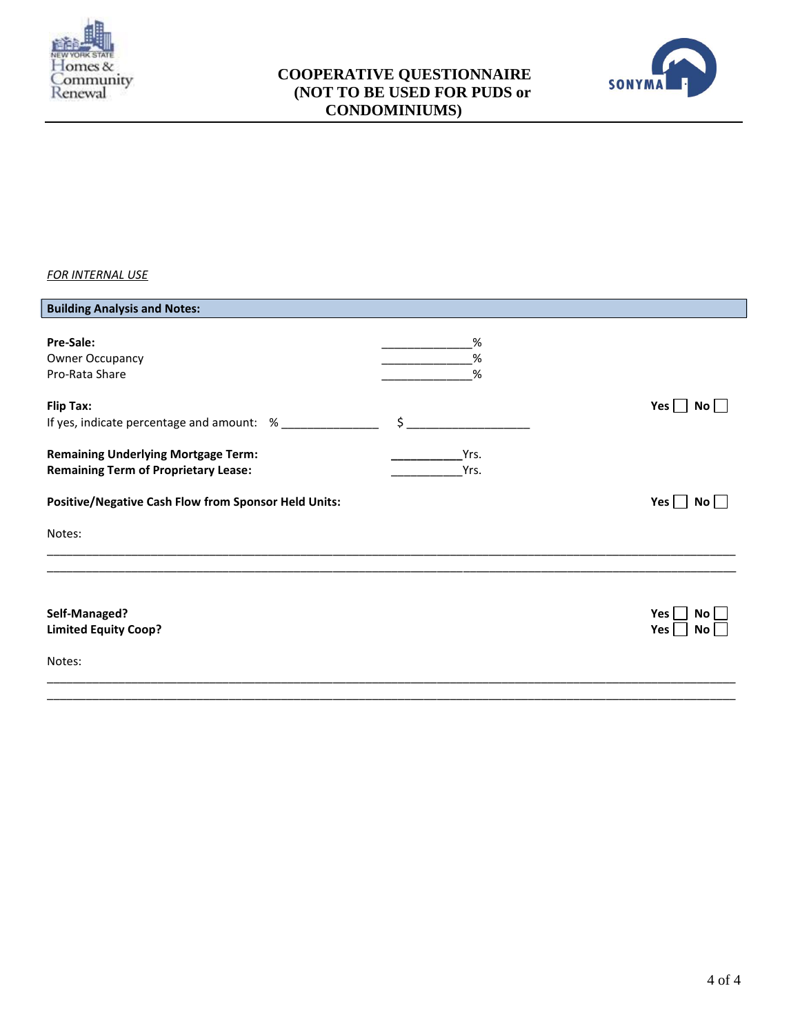# COOPERATIVE QUESTIONNAIRE (NOT TO BE USED FOR PUDS or CONDOMINIUMS)

*FOR INTERNAL USE*

**Building Analysis and Notes:**

**Pre-Sale:** ______________%
Owner Occupancy ______________%
Pro-Rata Share ______________%

**Flip Tax:** Yes ☐ No ☐
If yes, indicate percentage and amount: % _______________ $ ____________________

**Remaining Underlying Mortgage Term:** ___________Yrs.
**Remaining Term of Proprietary Lease:** ___________Yrs.

**Positive/Negative Cash Flow from Sponsor Held Units:** Yes ☐ No ☐

Notes:

_______________________________________________________________________________________________

_______________________________________________________________________________________________

**Self-Managed?** Yes ☐ No ☐
**Limited Equity Coop?** Yes ☐ No ☐

Notes:

_______________________________________________________________________________________________

_______________________________________________________________________________________________